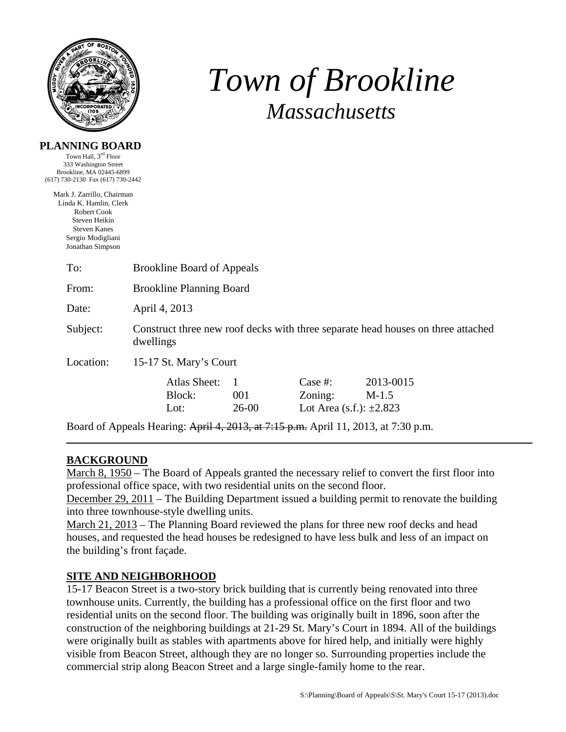# *Town of Brookline*

## *Massachusetts*

**PLANNING BOARD**

Town Hall, 3rd Floor
333 Washington Street
Brookline, MA 02445-6899
(617) 730-2130 Fax (617) 730-2442

Mark J. Zarrillo, Chairman
Linda K. Hamlin, Clerk
Robert Cook
Steven Heikin
Steven Kanes
Sergio Modigliani
Jonathan Simpson

To: Brookline Board of Appeals

From: Brookline Planning Board

Date: April 4, 2013

Subject: Construct three new roof decks with three separate head houses on three attached dwellings

Location: 15-17 St. Mary's Court

| | | | |
|---|---|---|---|
| Atlas Sheet: | 1 | Case #: | 2013-0015 |
| Block: | 001 | Zoning: | M-1.5 |
| Lot: | 26-00 | Lot Area (s.f.): | ±2.823 |

Board of Appeals Hearing: ~~April 4, 2013, at 7:15 p.m.~~ April 11, 2013, at 7:30 p.m.

---

## BACKGROUND

March 8, 1950 – The Board of Appeals granted the necessary relief to convert the first floor into professional office space, with two residential units on the second floor.

December 29, 2011 – The Building Department issued a building permit to renovate the building into three townhouse-style dwelling units.

March 21, 2013 – The Planning Board reviewed the plans for three new roof decks and head houses, and requested the head houses be redesigned to have less bulk and less of an impact on the building's front façade.

## SITE AND NEIGHBORHOOD

15-17 Beacon Street is a two-story brick building that is currently being renovated into three townhouse units. Currently, the building has a professional office on the first floor and two residential units on the second floor. The building was originally built in 1896, soon after the construction of the neighboring buildings at 21-29 St. Mary's Court in 1894. All of the buildings were originally built as stables with apartments above for hired help, and initially were highly visible from Beacon Street, although they are no longer so. Surrounding properties include the commercial strip along Beacon Street and a large single-family home to the rear.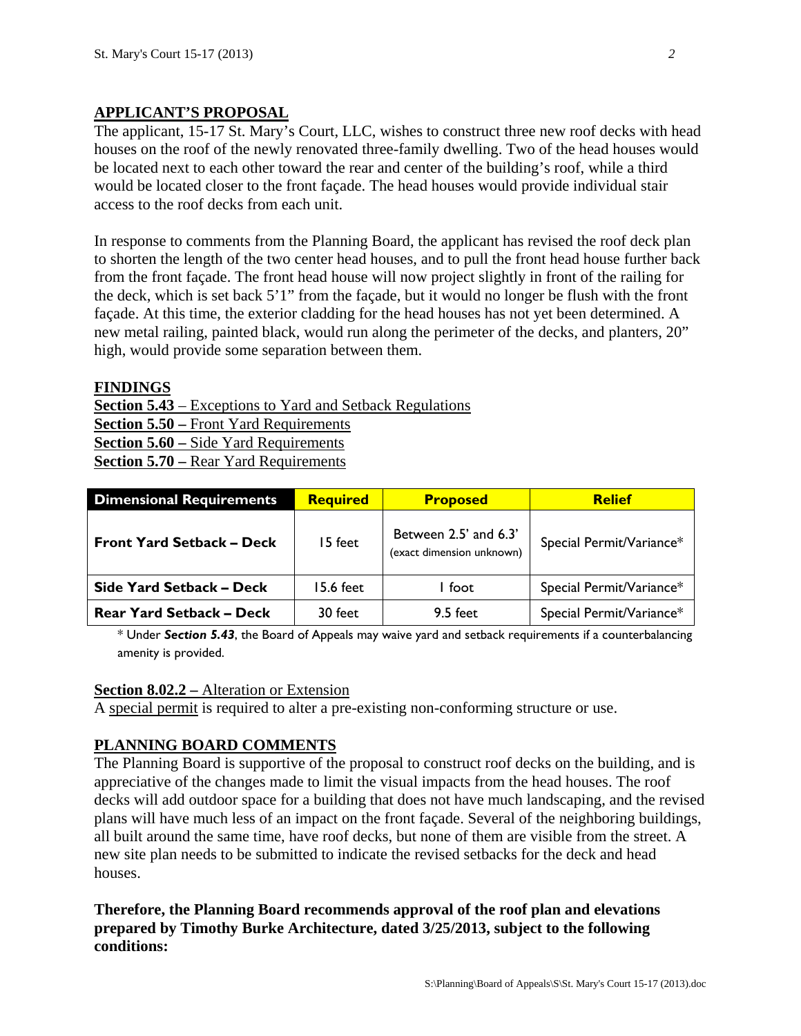## APPLICANT'S PROPOSAL

The applicant, 15-17 St. Mary's Court, LLC, wishes to construct three new roof decks with head houses on the roof of the newly renovated three-family dwelling. Two of the head houses would be located next to each other toward the rear and center of the building's roof, while a third would be located closer to the front façade. The head houses would provide individual stair access to the roof decks from each unit.

In response to comments from the Planning Board, the applicant has revised the roof deck plan to shorten the length of the two center head houses, and to pull the front head house further back from the front façade. The front head house will now project slightly in front of the railing for the deck, which is set back 5'1" from the façade, but it would no longer be flush with the front façade. At this time, the exterior cladding for the head houses has not yet been determined. A new metal railing, painted black, would run along the perimeter of the decks, and planters, 20" high, would provide some separation between them.

## FINDINGS

**Section 5.43** – Exceptions to Yard and Setback Regulations
**Section 5.50 –** Front Yard Requirements
**Section 5.60 –** Side Yard Requirements
**Section 5.70 –** Rear Yard Requirements

| Dimensional Requirements | Required | Proposed | Relief |
|---|---|---|---|
| **Front Yard Setback – Deck** | 15 feet | Between 2.5' and 6.3' (exact dimension unknown) | Special Permit/Variance* |
| **Side Yard Setback – Deck** | 15.6 feet | 1 foot | Special Permit/Variance* |
| **Rear Yard Setback – Deck** | 30 feet | 9.5 feet | Special Permit/Variance* |

* Under ***Section 5.43***, the Board of Appeals may waive yard and setback requirements if a counterbalancing amenity is provided.

**Section 8.02.2 –** Alteration or Extension
A special permit is required to alter a pre-existing non-conforming structure or use.

## PLANNING BOARD COMMENTS

The Planning Board is supportive of the proposal to construct roof decks on the building, and is appreciative of the changes made to limit the visual impacts from the head houses. The roof decks will add outdoor space for a building that does not have much landscaping, and the revised plans will have much less of an impact on the front façade. Several of the neighboring buildings, all built around the same time, have roof decks, but none of them are visible from the street. A new site plan needs to be submitted to indicate the revised setbacks for the deck and head houses.

**Therefore, the Planning Board recommends approval of the roof plan and elevations prepared by Timothy Burke Architecture, dated 3/25/2013, subject to the following conditions:**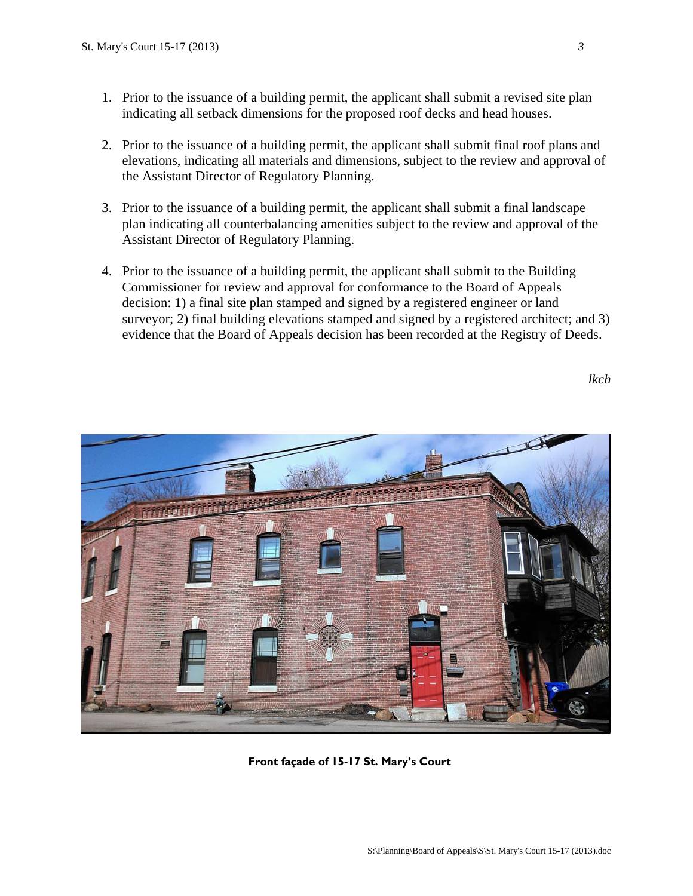1. Prior to the issuance of a building permit, the applicant shall submit a revised site plan indicating all setback dimensions for the proposed roof decks and head houses.

2. Prior to the issuance of a building permit, the applicant shall submit final roof plans and elevations, indicating all materials and dimensions, subject to the review and approval of the Assistant Director of Regulatory Planning.

3. Prior to the issuance of a building permit, the applicant shall submit a final landscape plan indicating all counterbalancing amenities subject to the review and approval of the Assistant Director of Regulatory Planning.

4. Prior to the issuance of a building permit, the applicant shall submit to the Building Commissioner for review and approval for conformance to the Board of Appeals decision: 1) a final site plan stamped and signed by a registered engineer or land surveyor; 2) final building elevations stamped and signed by a registered architect; and 3) evidence that the Board of Appeals decision has been recorded at the Registry of Deeds.

*lkch*

**Front façade of 15-17 St. Mary's Court**

S:\Planning\Board of Appeals\S\St. Mary's Court 15-17 (2013).doc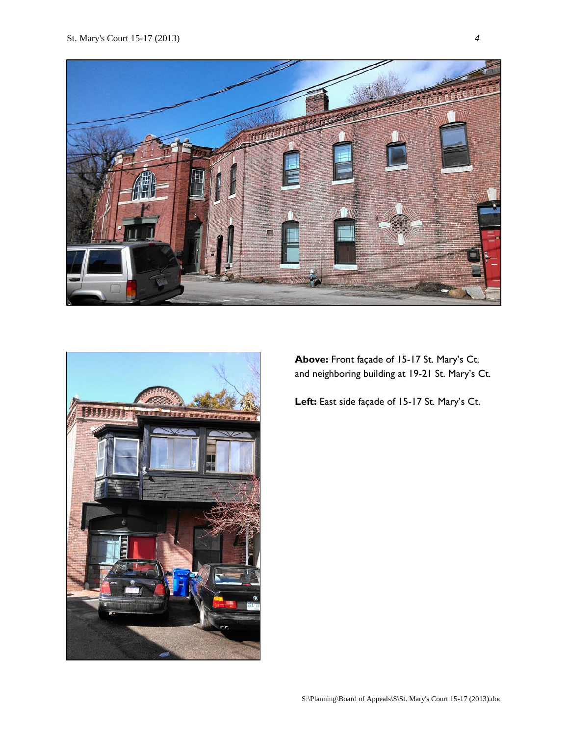**Above:** Front façade of 15-17 St. Mary's Ct. and neighboring building at 19-21 St. Mary's Ct.

**Left:** East side façade of 15-17 St. Mary's Ct.